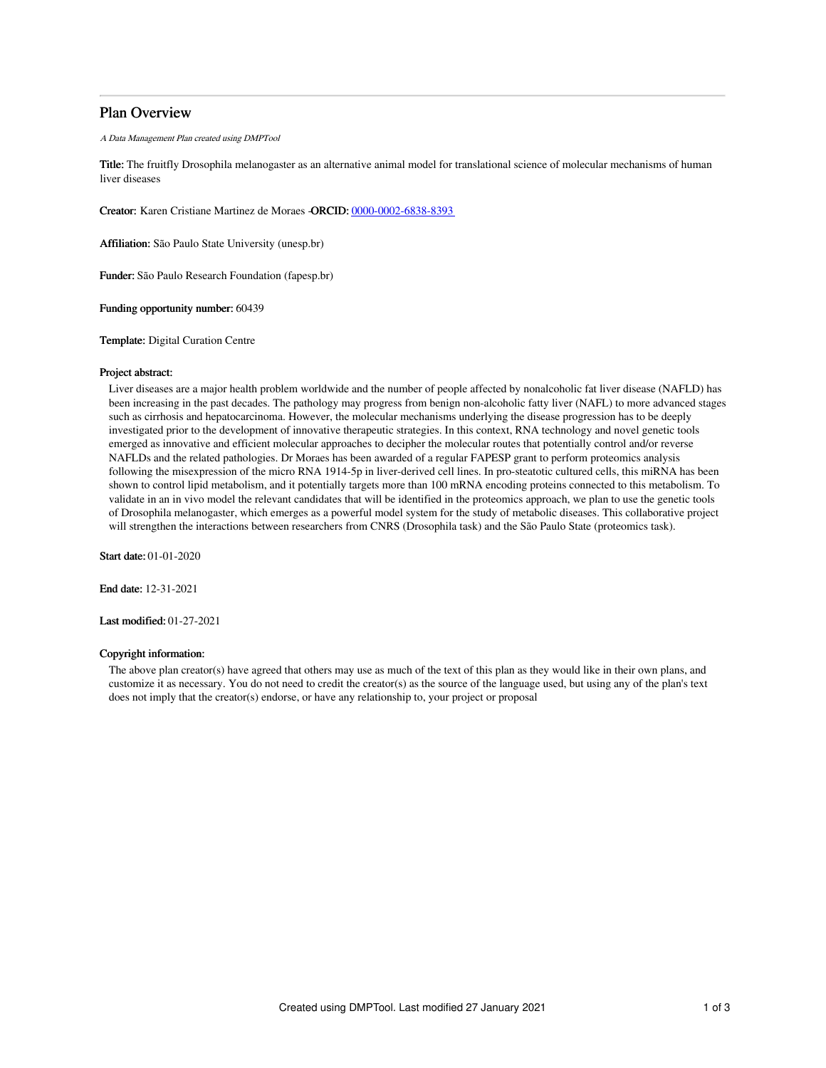# Plan Overview

*A Data Management Plan created using DMPTool*

**Title:** The fruitfly Drosophila melanogaster as an alternative animal model for translational science of molecular mechanisms of human liver diseases

**Creator:** Karen Cristiane Martinez de Moraes -**ORCID:** [0000-0002-6838-8393](https://orcid.org/0000-0002-6838-8393)

**Affiliation:** São Paulo State University (unesp.br)

**Funder:** São Paulo Research Foundation (fapesp.br)

**Funding opportunity number:** 60439

**Template:** Digital Curation Centre

**Project abstract:**

Liver diseases are a major health problem worldwide and the number of people affected by nonalcoholic fat liver disease (NAFLD) has been increasing in the past decades. The pathology may progress from benign non-alcoholic fatty liver (NAFL) to more advanced stages such as cirrhosis and hepatocarcinoma. However, the molecular mechanisms underlying the disease progression has to be deeply investigated prior to the development of innovative therapeutic strategies. In this context, RNA technology and novel genetic tools emerged as innovative and efficient molecular approaches to decipher the molecular routes that potentially control and/or reverse NAFLDs and the related pathologies. Dr Moraes has been awarded of a regular FAPESP grant to perform proteomics analysis following the misexpression of the micro RNA 1914-5p in liver-derived cell lines. In pro-steatotic cultured cells, this miRNA has been shown to control lipid metabolism, and it potentially targets more than 100 mRNA encoding proteins connected to this metabolism. To validate in an in vivo model the relevant candidates that will be identified in the proteomics approach, we plan to use the genetic tools of Drosophila melanogaster, which emerges as a powerful model system for the study of metabolic diseases. This collaborative project will strengthen the interactions between researchers from CNRS (Drosophila task) and the São Paulo State (proteomics task).

**Start date:** 01-01-2020

**End date:** 12-31-2021

**Last modified:** 01-27-2021

**Copyright information:**

The above plan creator(s) have agreed that others may use as much of the text of this plan as they would like in their own plans, and customize it as necessary. You do not need to credit the creator(s) as the source of the language used, but using any of the plan's text does not imply that the creator(s) endorse, or have any relationship to, your project or proposal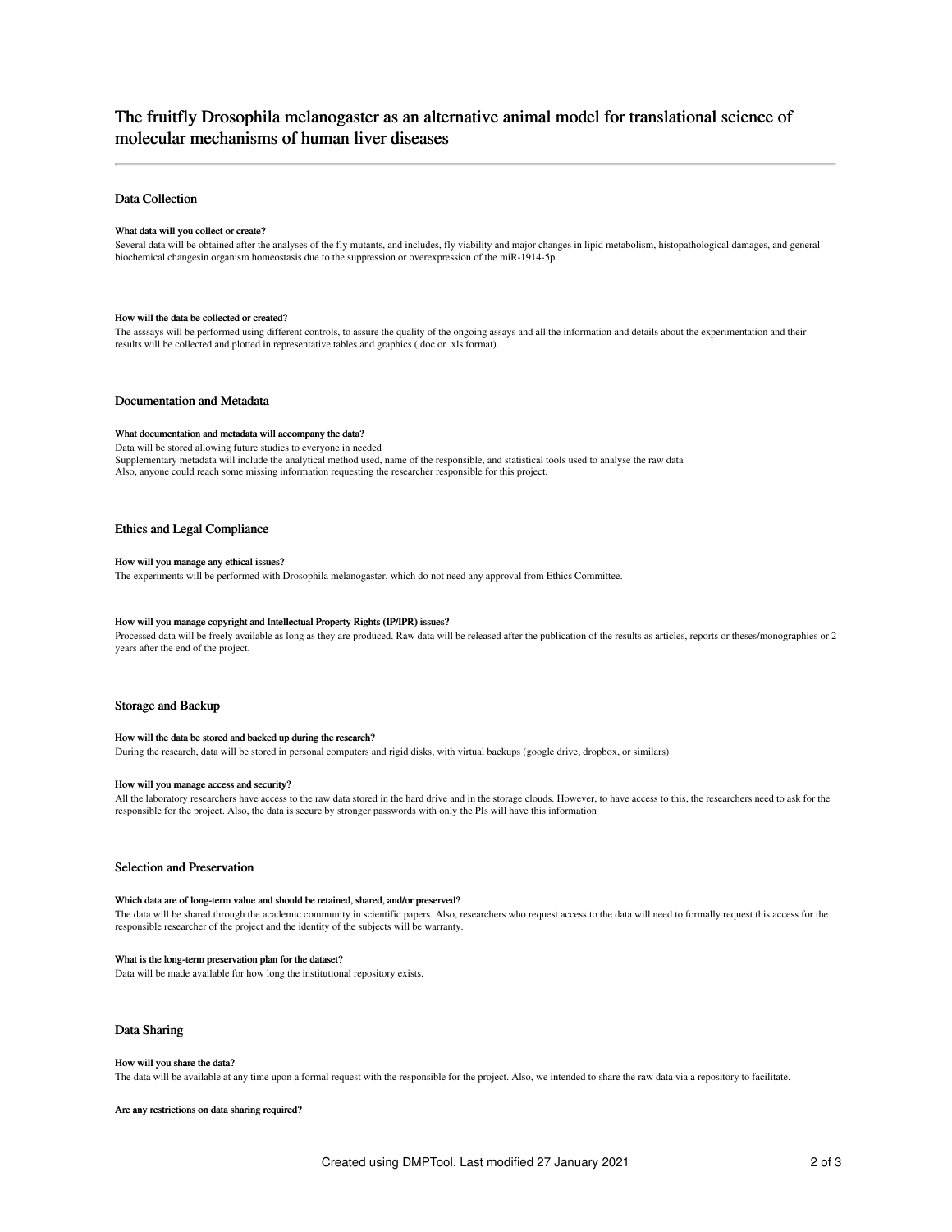# The fruitfly Drosophila melanogaster as an alternative animal model for translational science of molecular mechanisms of human liver diseases

## Data Collection

### What data will you collect or create?

Several data will be obtained after the analyses of the fly mutants, and includes, fly viability and major changes in lipid metabolism, histopathological damages, and general biochemical changesin organism homeostasis due to the suppression or overexpression of the miR-1914-5p.

### How will the data be collected or created?

The asssays will be performed using different controls, to assure the quality of the ongoing assays and all the information and details about the experimentation and their results will be collected and plotted in representative tables and graphics (.doc or .xls format).

## Documentation and Metadata

### What documentation and metadata will accompany the data?

Data will be stored allowing future studies to everyone in needed
Supplementary metadata will include the analytical method used, name of the responsible, and statistical tools used to analyse the raw data
Also, anyone could reach some missing information requesting the researcher responsible for this project.

## Ethics and Legal Compliance

### How will you manage any ethical issues?

The experiments will be performed with Drosophila melanogaster, which do not need any approval from Ethics Committee.

### How will you manage copyright and Intellectual Property Rights (IP/IPR) issues?

Processed data will be freely available as long as they are produced. Raw data will be released after the publication of the results as articles, reports or theses/monographies or 2 years after the end of the project.

## Storage and Backup

### How will the data be stored and backed up during the research?

During the research, data will be stored in personal computers and rigid disks, with virtual backups (google drive, dropbox, or similars)

### How will you manage access and security?

All the laboratory researchers have access to the raw data stored in the hard drive and in the storage clouds. However, to have access to this, the researchers need to ask for the responsible for the project. Also, the data is secure by stronger passwords with only the PIs will have this information

## Selection and Preservation

### Which data are of long-term value and should be retained, shared, and/or preserved?

The data will be shared through the academic community in scientific papers. Also, researchers who request access to the data will need to formally request this access for the responsible researcher of the project and the identity of the subjects will be warranty.

### What is the long-term preservation plan for the dataset?

Data will be made available for how long the institutional repository exists.

## Data Sharing

### How will you share the data?

The data will be available at any time upon a formal request with the responsible for the project. Also, we intended to share the raw data via a repository to facilitate.

### Are any restrictions on data sharing required?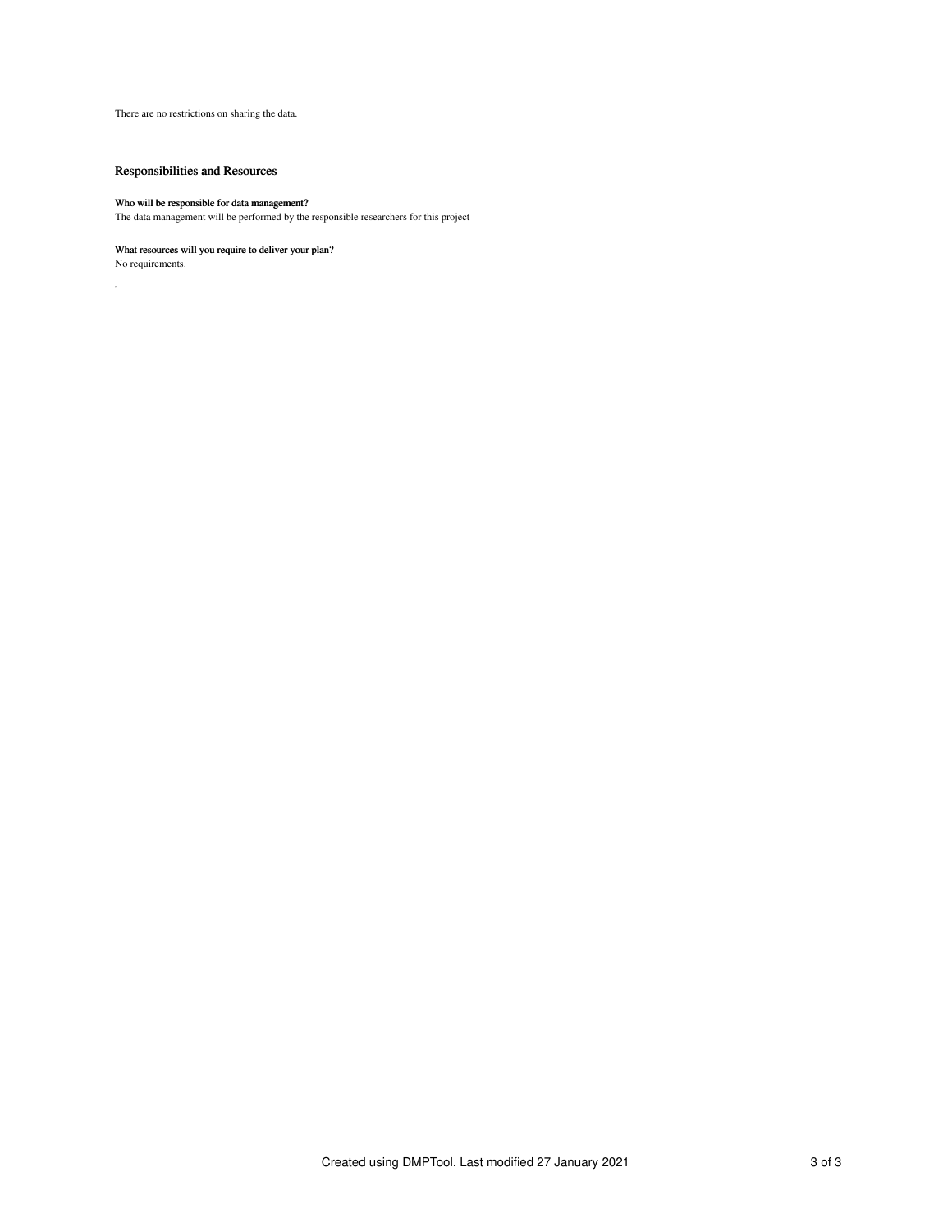There are no restrictions on sharing the data.

## Responsibilities and Resources

**Who will be responsible for data management?**

The data management will be performed by the responsible researchers for this project

**What resources will you require to deliver your plan?**

No requirements.

.